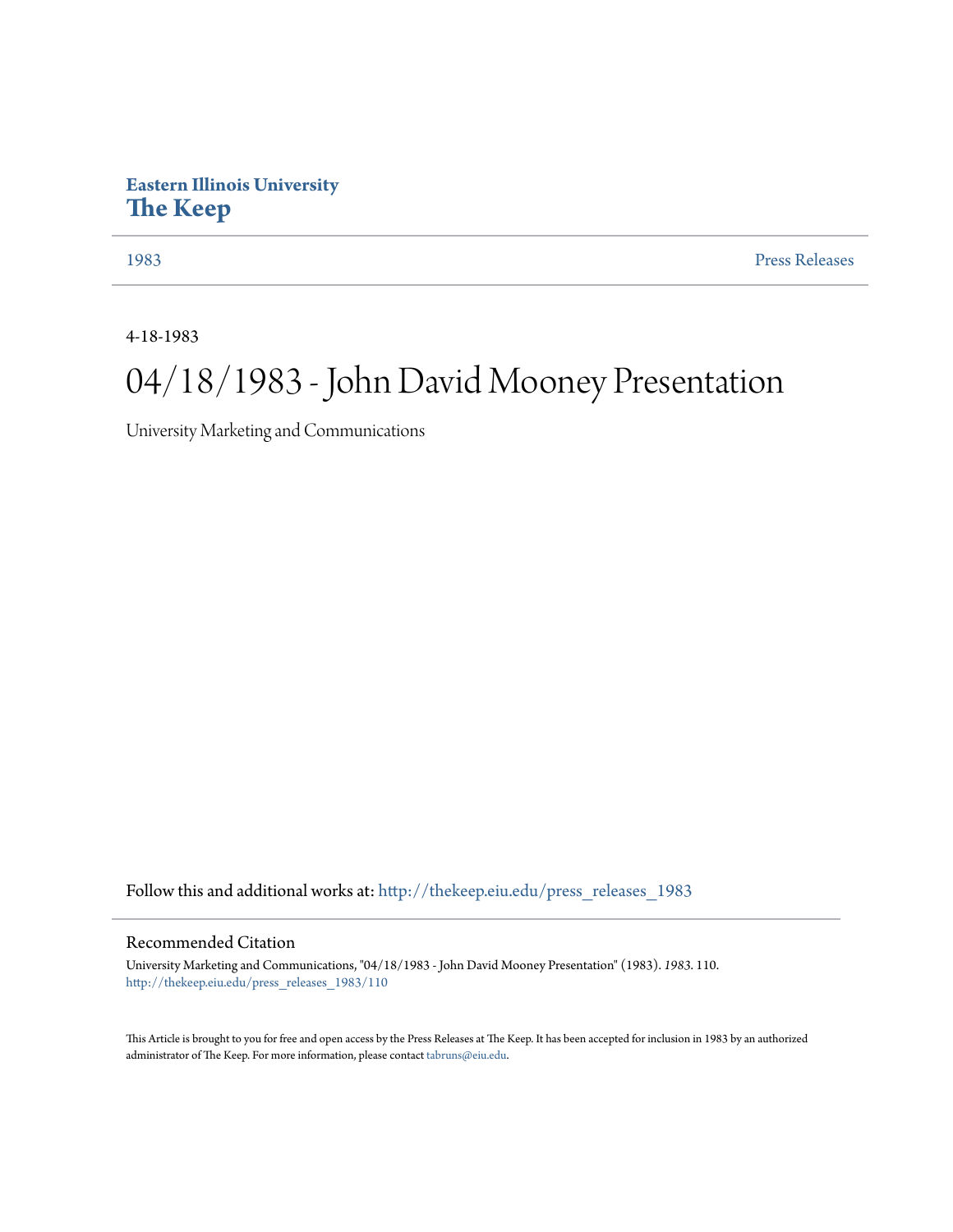Eastern Illinois University
**The Keep**

1983 | Press Releases

4-18-1983

# 04/18/1983 - John David Mooney Presentation

University Marketing and Communications

Follow this and additional works at: http://thekeep.eiu.edu/press_releases_1983

## Recommended Citation

University Marketing and Communications, "04/18/1983 - John David Mooney Presentation" (1983). *1983*. 110.
http://thekeep.eiu.edu/press_releases_1983/110

This Article is brought to you for free and open access by the Press Releases at The Keep. It has been accepted for inclusion in 1983 by an authorized administrator of The Keep. For more information, please contact tabruns@eiu.edu.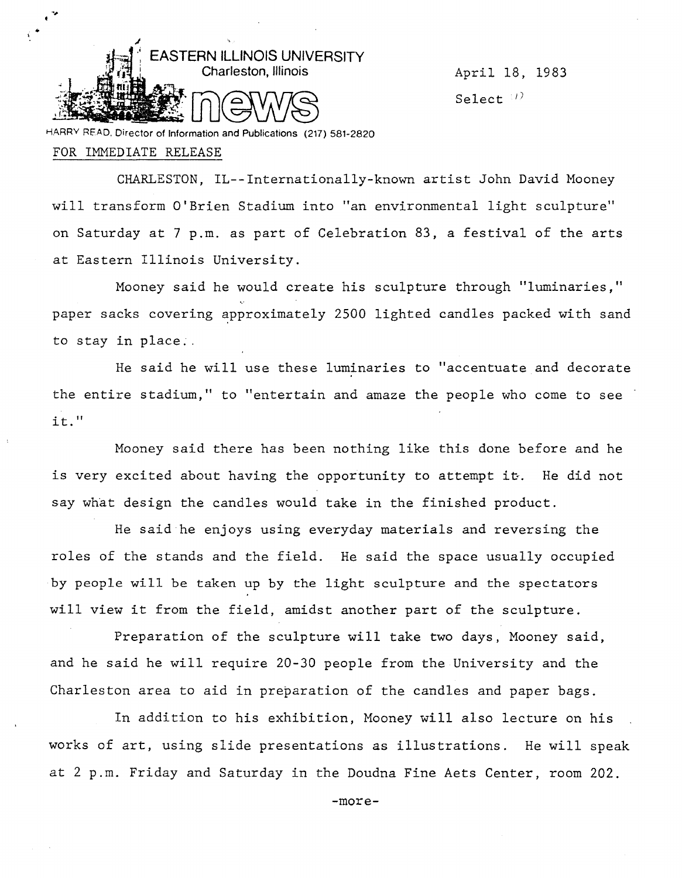EASTERN ILLINOIS UNIVERSITY
Charleston, Illinois

news

HARRY READ, Director of Information and Publications (217) 581-2820

April 18, 1983

Select

FOR IMMEDIATE RELEASE

CHARLESTON, IL--Internationally-known artist John David Mooney will transform O'Brien Stadium into "an environmental light sculpture" on Saturday at 7 p.m. as part of Celebration 83, a festival of the arts at Eastern Illinois University.

Mooney said he would create his sculpture through "luminaries," paper sacks covering approximately 2500 lighted candles packed with sand to stay in place.

He said he will use these luminaries to "accentuate and decorate the entire stadium," to "entertain and amaze the people who come to see it."

Mooney said there has been nothing like this done before and he is very excited about having the opportunity to attempt it. He did not say what design the candles would take in the finished product.

He said he enjoys using everyday materials and reversing the roles of the stands and the field. He said the space usually occupied by people will be taken up by the light sculpture and the spectators will view it from the field, amidst another part of the sculpture.

Preparation of the sculpture will take two days, Mooney said, and he said he will require 20-30 people from the University and the Charleston area to aid in preparation of the candles and paper bags.

In addition to his exhibition, Mooney will also lecture on his works of art, using slide presentations as illustrations. He will speak at 2 p.m. Friday and Saturday in the Doudna Fine Aets Center, room 202.

-more-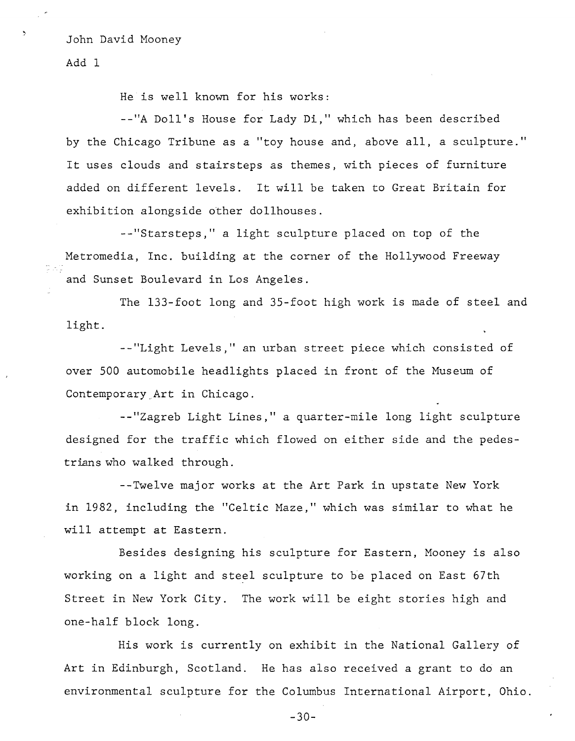John David Mooney

Add 1

He is well known for his works:

--"A Doll's House for Lady Di," which has been described by the Chicago Tribune as a "toy house and, above all, a sculpture." It uses clouds and stairsteps as themes, with pieces of furniture added on different levels. It will be taken to Great Britain for exhibition alongside other dollhouses.

--"Starsteps," a light sculpture placed on top of the Metromedia, Inc. building at the corner of the Hollywood Freeway and Sunset Boulevard in Los Angeles.

The 133-foot long and 35-foot high work is made of steel and light.

--"Light Levels," an urban street piece which consisted of over 500 automobile headlights placed in front of the Museum of Contemporary Art in Chicago.

--"Zagreb Light Lines," a quarter-mile long light sculpture designed for the traffic which flowed on either side and the pedestrians who walked through.

--Twelve major works at the Art Park in upstate New York in 1982, including the "Celtic Maze," which was similar to what he will attempt at Eastern.

Besides designing his sculpture for Eastern, Mooney is also working on a light and steel sculpture to be placed on East 67th Street in New York City. The work will be eight stories high and one-half block long.

His work is currently on exhibit in the National Gallery of Art in Edinburgh, Scotland. He has also received a grant to do an environmental sculpture for the Columbus International Airport, Ohio.